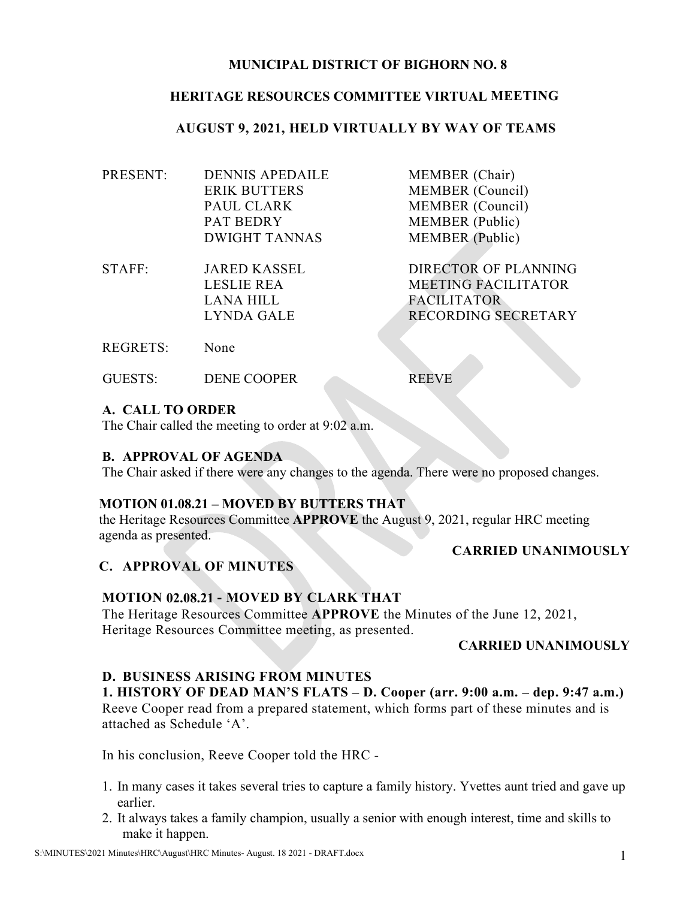# MUNICIPAL DISTRICT OF BIGHORN NO. 8

## HERITAGE RESOURCES COMMITTEE VIRTUAL MEETING

## AUGUST 9, 2021, HELD VIRTUALLY BY WAY OF TEAMS

| | | |
|---|---|---|
| PRESENT: | DENNIS APEDAILE | MEMBER (Chair) |
| | ERIK BUTTERS | MEMBER (Council) |
| | PAUL CLARK | MEMBER (Council) |
| | PAT BEDRY | MEMBER (Public) |
| | DWIGHT TANNAS | MEMBER (Public) |
| STAFF: | JARED KASSEL | DIRECTOR OF PLANNING |
| | LESLIE REA | MEETING FACILITATOR |
| | LANA HILL | FACILITATOR |
| | LYNDA GALE | RECORDING SECRETARY |
| REGRETS: | None | |
| GUESTS: | DENE COOPER | REEVE |

### A. CALL TO ORDER

The Chair called the meeting to order at 9:02 a.m.

### B. APPROVAL OF AGENDA

The Chair asked if there were any changes to the agenda. There were no proposed changes.

**MOTION 01.08.21 – MOVED BY BUTTERS THAT**
the Heritage Resources Committee **APPROVE** the August 9, 2021, regular HRC meeting agenda as presented.

**CARRIED UNANIMOUSLY**

### C. APPROVAL OF MINUTES

**MOTION 02.08.21 - MOVED BY CLARK THAT**
The Heritage Resources Committee **APPROVE** the Minutes of the June 12, 2021, Heritage Resources Committee meeting, as presented.

**CARRIED UNANIMOUSLY**

### D. BUSINESS ARISING FROM MINUTES

**1. HISTORY OF DEAD MAN'S FLATS – D. Cooper (arr. 9:00 a.m. – dep. 9:47 a.m.)**
Reeve Cooper read from a prepared statement, which forms part of these minutes and is attached as Schedule 'A'.

In his conclusion, Reeve Cooper told the HRC -

1. In many cases it takes several tries to capture a family history. Yvettes aunt tried and gave up earlier.
2. It always takes a family champion, usually a senior with enough interest, time and skills to make it happen.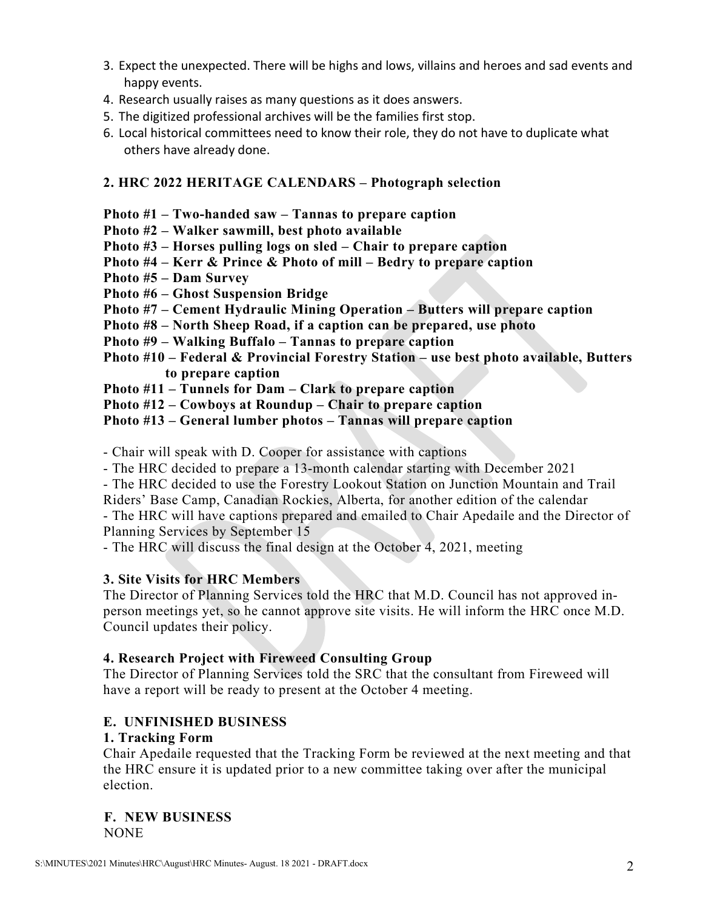3. Expect the unexpected. There will be highs and lows, villains and heroes and sad events and happy events.
4. Research usually raises as many questions as it does answers.
5. The digitized professional archives will be the families first stop.
6. Local historical committees need to know their role, they do not have to duplicate what others have already done.

**2. HRC 2022 HERITAGE CALENDARS – Photograph selection**

**Photo #1 – Two-handed saw – Tannas to prepare caption**
**Photo #2 – Walker sawmill, best photo available**
**Photo #3 – Horses pulling logs on sled – Chair to prepare caption**
**Photo #4 – Kerr & Prince & Photo of mill – Bedry to prepare caption**
**Photo #5 – Dam Survey**
**Photo #6 – Ghost Suspension Bridge**
**Photo #7 – Cement Hydraulic Mining Operation – Butters will prepare caption**
**Photo #8 – North Sheep Road, if a caption can be prepared, use photo**
**Photo #9 – Walking Buffalo – Tannas to prepare caption**
**Photo #10 – Federal & Provincial Forestry Station – use best photo available, Butters to prepare caption**
**Photo #11 – Tunnels for Dam – Clark to prepare caption**
**Photo #12 – Cowboys at Roundup – Chair to prepare caption**
**Photo #13 – General lumber photos – Tannas will prepare caption**

- Chair will speak with D. Cooper for assistance with captions
- The HRC decided to prepare a 13-month calendar starting with December 2021
- The HRC decided to use the Forestry Lookout Station on Junction Mountain and Trail Riders' Base Camp, Canadian Rockies, Alberta, for another edition of the calendar
- The HRC will have captions prepared and emailed to Chair Apedaile and the Director of Planning Services by September 15
- The HRC will discuss the final design at the October 4, 2021, meeting

**3. Site Visits for HRC Members**

The Director of Planning Services told the HRC that M.D. Council has not approved in-person meetings yet, so he cannot approve site visits. He will inform the HRC once M.D. Council updates their policy.

**4. Research Project with Fireweed Consulting Group**

The Director of Planning Services told the SRC that the consultant from Fireweed will have a report will be ready to present at the October 4 meeting.

**E. UNFINISHED BUSINESS**

**1. Tracking Form**

Chair Apedaile requested that the Tracking Form be reviewed at the next meeting and that the HRC ensure it is updated prior to a new committee taking over after the municipal election.

**F. NEW BUSINESS**

NONE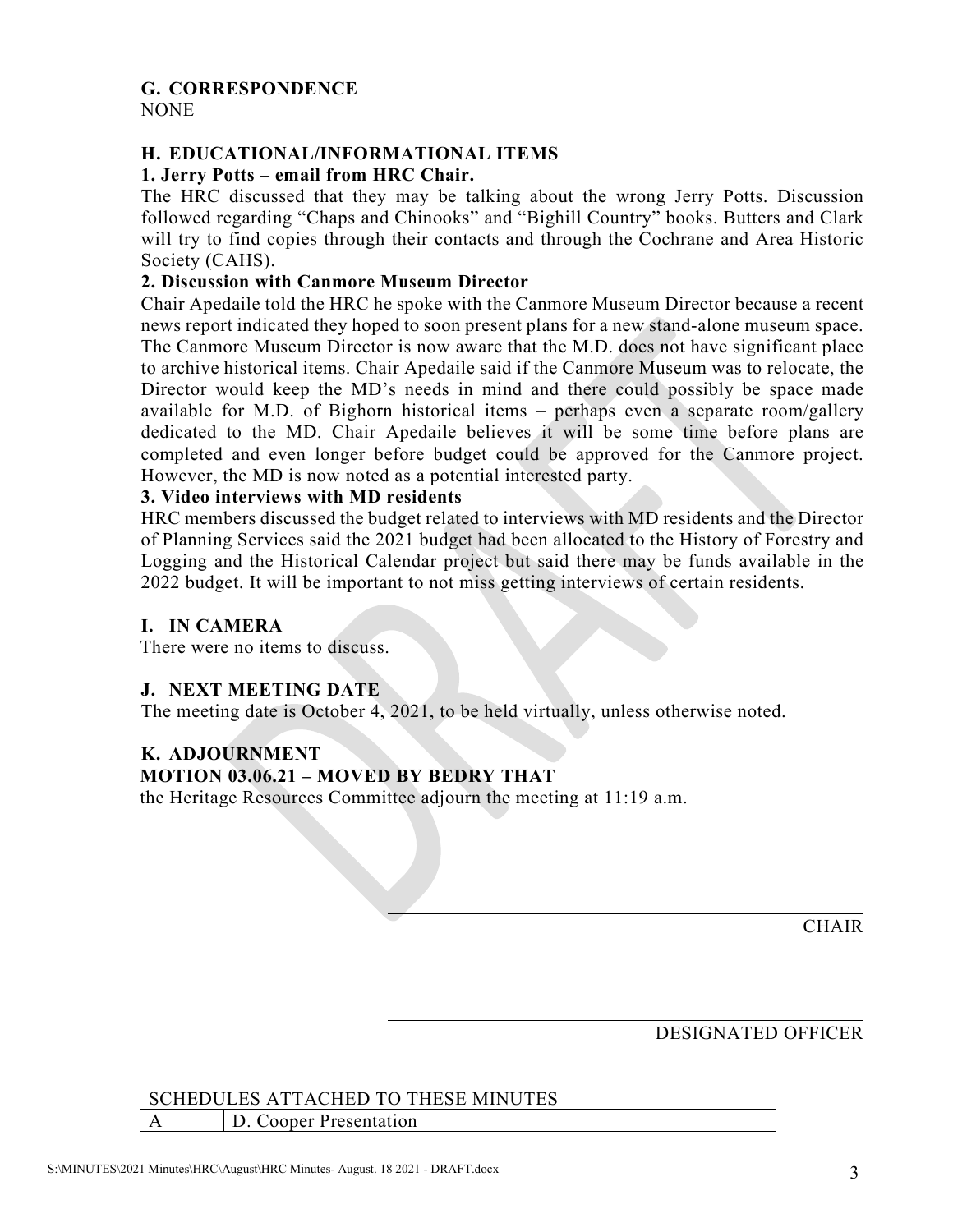## G. CORRESPONDENCE

NONE

## H. EDUCATIONAL/INFORMATIONAL ITEMS

### 1. Jerry Potts – email from HRC Chair.

The HRC discussed that they may be talking about the wrong Jerry Potts. Discussion followed regarding "Chaps and Chinooks" and "Bighill Country" books. Butters and Clark will try to find copies through their contacts and through the Cochrane and Area Historic Society (CAHS).

### 2. Discussion with Canmore Museum Director

Chair Apedaile told the HRC he spoke with the Canmore Museum Director because a recent news report indicated they hoped to soon present plans for a new stand-alone museum space. The Canmore Museum Director is now aware that the M.D. does not have significant place to archive historical items. Chair Apedaile said if the Canmore Museum was to relocate, the Director would keep the MD's needs in mind and there could possibly be space made available for M.D. of Bighorn historical items – perhaps even a separate room/gallery dedicated to the MD. Chair Apedaile believes it will be some time before plans are completed and even longer before budget could be approved for the Canmore project. However, the MD is now noted as a potential interested party.

### 3. Video interviews with MD residents

HRC members discussed the budget related to interviews with MD residents and the Director of Planning Services said the 2021 budget had been allocated to the History of Forestry and Logging and the Historical Calendar project but said there may be funds available in the 2022 budget. It will be important to not miss getting interviews of certain residents.

## I. IN CAMERA

There were no items to discuss.

## J. NEXT MEETING DATE

The meeting date is October 4, 2021, to be held virtually, unless otherwise noted.

## K. ADJOURNMENT

**MOTION 03.06.21 – MOVED BY BEDRY THAT**

the Heritage Resources Committee adjourn the meeting at 11:19 a.m.

\_\_\_\_\_\_\_\_\_\_\_\_\_\_\_\_\_\_\_\_\_\_\_\_\_\_\_\_\_\_\_\_
CHAIR

\_\_\_\_\_\_\_\_\_\_\_\_\_\_\_\_\_\_\_\_\_\_\_\_\_\_\_\_\_\_\_\_
DESIGNATED OFFICER

| SCHEDULES ATTACHED TO THESE MINUTES | |
|---|---|
| A | D. Cooper Presentation |

S:\MINUTES\2021 Minutes\HRC\August\HRC Minutes- August. 18 2021 - DRAFT.docx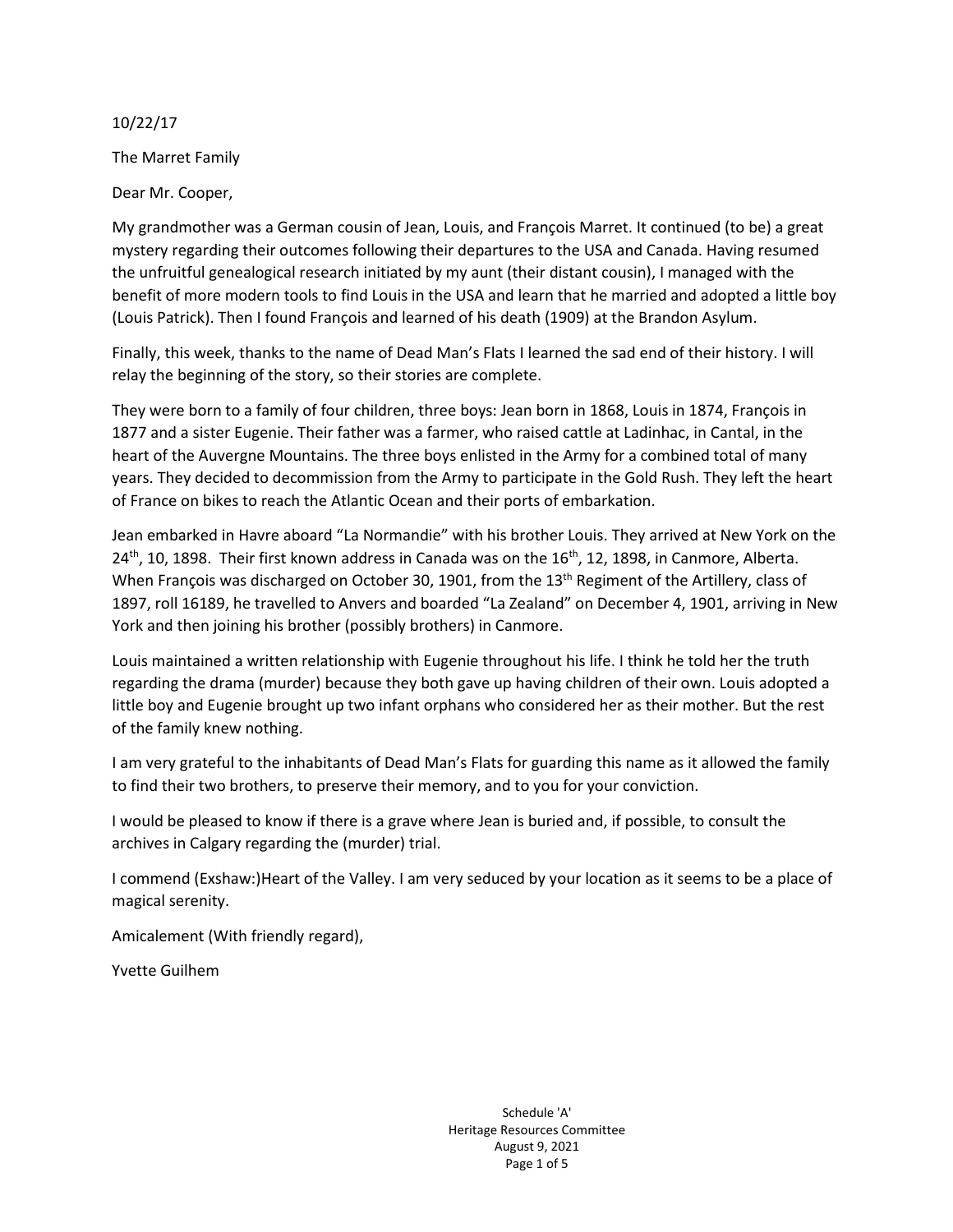10/22/17

The Marret Family

Dear Mr. Cooper,

My grandmother was a German cousin of Jean, Louis, and François Marret. It continued (to be) a great mystery regarding their outcomes following their departures to the USA and Canada. Having resumed the unfruitful genealogical research initiated by my aunt (their distant cousin), I managed with the benefit of more modern tools to find Louis in the USA and learn that he married and adopted a little boy (Louis Patrick). Then I found François and learned of his death (1909) at the Brandon Asylum.

Finally, this week, thanks to the name of Dead Man's Flats I learned the sad end of their history. I will relay the beginning of the story, so their stories are complete.

They were born to a family of four children, three boys: Jean born in 1868, Louis in 1874, François in 1877 and a sister Eugenie. Their father was a farmer, who raised cattle at Ladinhac, in Cantal, in the heart of the Auvergne Mountains. The three boys enlisted in the Army for a combined total of many years. They decided to decommission from the Army to participate in the Gold Rush. They left the heart of France on bikes to reach the Atlantic Ocean and their ports of embarkation.

Jean embarked in Havre aboard "La Normandie" with his brother Louis. They arrived at New York on the 24th, 10, 1898. Their first known address in Canada was on the 16th, 12, 1898, in Canmore, Alberta. When François was discharged on October 30, 1901, from the 13th Regiment of the Artillery, class of 1897, roll 16189, he travelled to Anvers and boarded "La Zealand" on December 4, 1901, arriving in New York and then joining his brother (possibly brothers) in Canmore.

Louis maintained a written relationship with Eugenie throughout his life. I think he told her the truth regarding the drama (murder) because they both gave up having children of their own. Louis adopted a little boy and Eugenie brought up two infant orphans who considered her as their mother. But the rest of the family knew nothing.

I am very grateful to the inhabitants of Dead Man's Flats for guarding this name as it allowed the family to find their two brothers, to preserve their memory, and to you for your conviction.

I would be pleased to know if there is a grave where Jean is buried and, if possible, to consult the archives in Calgary regarding the (murder) trial.

I commend (Exshaw:)Heart of the Valley. I am very seduced by your location as it seems to be a place of magical serenity.

Amicalement (With friendly regard),

Yvette Guilhem

Schedule 'A'
Heritage Resources Committee
August 9, 2021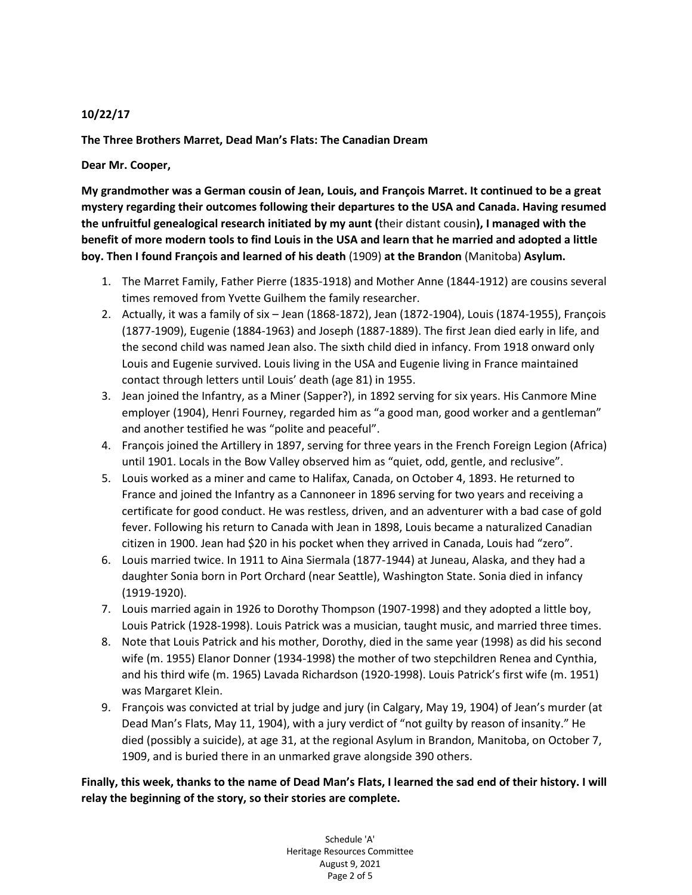**10/22/17**

**The Three Brothers Marret, Dead Man's Flats: The Canadian Dream**

**Dear Mr. Cooper,**

**My grandmother was a German cousin of Jean, Louis, and François Marret. It continued to be a great mystery regarding their outcomes following their departures to the USA and Canada. Having resumed the unfruitful genealogical research initiated by my aunt (**their distant cousin**), I managed with the benefit of more modern tools to find Louis in the USA and learn that he married and adopted a little boy. Then I found François and learned of his death** (1909) **at the Brandon** (Manitoba) **Asylum.**

1. The Marret Family, Father Pierre (1835-1918) and Mother Anne (1844-1912) are cousins several times removed from Yvette Guilhem the family researcher.
2. Actually, it was a family of six – Jean (1868-1872), Jean (1872-1904), Louis (1874-1955), François (1877-1909), Eugenie (1884-1963) and Joseph (1887-1889). The first Jean died early in life, and the second child was named Jean also. The sixth child died in infancy. From 1918 onward only Louis and Eugenie survived. Louis living in the USA and Eugenie living in France maintained contact through letters until Louis' death (age 81) in 1955.
3. Jean joined the Infantry, as a Miner (Sapper?), in 1892 serving for six years. His Canmore Mine employer (1904), Henri Fourney, regarded him as "a good man, good worker and a gentleman" and another testified he was "polite and peaceful".
4. François joined the Artillery in 1897, serving for three years in the French Foreign Legion (Africa) until 1901. Locals in the Bow Valley observed him as "quiet, odd, gentle, and reclusive".
5. Louis worked as a miner and came to Halifax, Canada, on October 4, 1893. He returned to France and joined the Infantry as a Cannoneer in 1896 serving for two years and receiving a certificate for good conduct. He was restless, driven, and an adventurer with a bad case of gold fever. Following his return to Canada with Jean in 1898, Louis became a naturalized Canadian citizen in 1900. Jean had $20 in his pocket when they arrived in Canada, Louis had "zero".
6. Louis married twice. In 1911 to Aina Siermala (1877-1944) at Juneau, Alaska, and they had a daughter Sonia born in Port Orchard (near Seattle), Washington State. Sonia died in infancy (1919-1920).
7. Louis married again in 1926 to Dorothy Thompson (1907-1998) and they adopted a little boy, Louis Patrick (1928-1998). Louis Patrick was a musician, taught music, and married three times.
8. Note that Louis Patrick and his mother, Dorothy, died in the same year (1998) as did his second wife (m. 1955) Elanor Donner (1934-1998) the mother of two stepchildren Renea and Cynthia, and his third wife (m. 1965) Lavada Richardson (1920-1998). Louis Patrick's first wife (m. 1951) was Margaret Klein.
9. François was convicted at trial by judge and jury (in Calgary, May 19, 1904) of Jean's murder (at Dead Man's Flats, May 11, 1904), with a jury verdict of "not guilty by reason of insanity." He died (possibly a suicide), at age 31, at the regional Asylum in Brandon, Manitoba, on October 7, 1909, and is buried there in an unmarked grave alongside 390 others.

**Finally, this week, thanks to the name of Dead Man's Flats, I learned the sad end of their history. I will relay the beginning of the story, so their stories are complete.**

Schedule 'A'
Heritage Resources Committee
August 9, 2021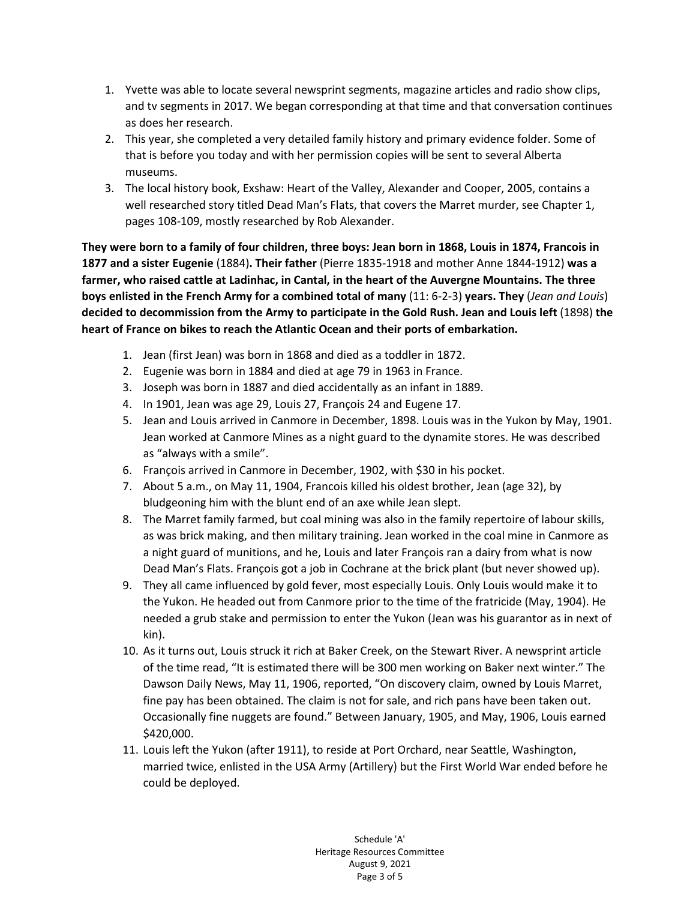1. Yvette was able to locate several newsprint segments, magazine articles and radio show clips, and tv segments in 2017. We began corresponding at that time and that conversation continues as does her research.
2. This year, she completed a very detailed family history and primary evidence folder. Some of that is before you today and with her permission copies will be sent to several Alberta museums.
3. The local history book, Exshaw: Heart of the Valley, Alexander and Cooper, 2005, contains a well researched story titled Dead Man's Flats, that covers the Marret murder, see Chapter 1, pages 108-109, mostly researched by Rob Alexander.

**They were born to a family of four children, three boys: Jean born in 1868, Louis in 1874, Francois in 1877 and a sister Eugenie** (1884)**. Their father** (Pierre 1835-1918 and mother Anne 1844-1912) **was a farmer, who raised cattle at Ladinhac, in Cantal, in the heart of the Auvergne Mountains. The three boys enlisted in the French Army for a combined total of many** (11: 6-2-3) **years. They** (*Jean and Louis*) **decided to decommission from the Army to participate in the Gold Rush. Jean and Louis left** (1898) **the heart of France on bikes to reach the Atlantic Ocean and their ports of embarkation.**

1. Jean (first Jean) was born in 1868 and died as a toddler in 1872.
2. Eugenie was born in 1884 and died at age 79 in 1963 in France.
3. Joseph was born in 1887 and died accidentally as an infant in 1889.
4. In 1901, Jean was age 29, Louis 27, François 24 and Eugene 17.
5. Jean and Louis arrived in Canmore in December, 1898. Louis was in the Yukon by May, 1901. Jean worked at Canmore Mines as a night guard to the dynamite stores. He was described as "always with a smile".
6. François arrived in Canmore in December, 1902, with $30 in his pocket.
7. About 5 a.m., on May 11, 1904, Francois killed his oldest brother, Jean (age 32), by bludgeoning him with the blunt end of an axe while Jean slept.
8. The Marret family farmed, but coal mining was also in the family repertoire of labour skills, as was brick making, and then military training. Jean worked in the coal mine in Canmore as a night guard of munitions, and he, Louis and later François ran a dairy from what is now Dead Man's Flats. François got a job in Cochrane at the brick plant (but never showed up).
9. They all came influenced by gold fever, most especially Louis. Only Louis would make it to the Yukon. He headed out from Canmore prior to the time of the fratricide (May, 1904). He needed a grub stake and permission to enter the Yukon (Jean was his guarantor as in next of kin).
10. As it turns out, Louis struck it rich at Baker Creek, on the Stewart River. A newsprint article of the time read, "It is estimated there will be 300 men working on Baker next winter." The Dawson Daily News, May 11, 1906, reported, "On discovery claim, owned by Louis Marret, fine pay has been obtained. The claim is not for sale, and rich pans have been taken out. Occasionally fine nuggets are found." Between January, 1905, and May, 1906, Louis earned $420,000.
11. Louis left the Yukon (after 1911), to reside at Port Orchard, near Seattle, Washington, married twice, enlisted in the USA Army (Artillery) but the First World War ended before he could be deployed.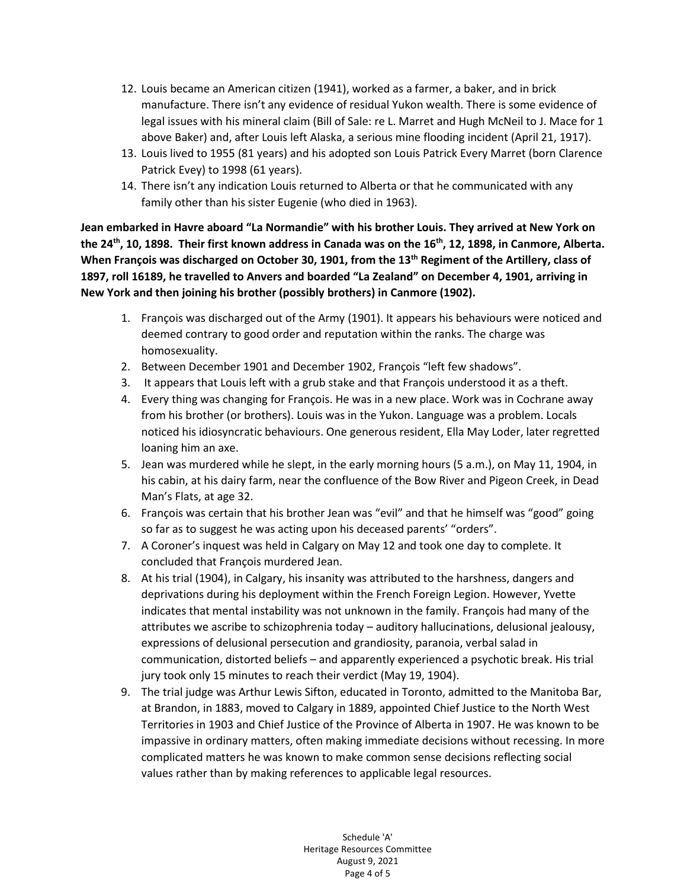12. Louis became an American citizen (1941), worked as a farmer, a baker, and in brick manufacture. There isn't any evidence of residual Yukon wealth. There is some evidence of legal issues with his mineral claim (Bill of Sale: re L. Marret and Hugh McNeil to J. Mace for 1 above Baker) and, after Louis left Alaska, a serious mine flooding incident (April 21, 1917).
13. Louis lived to 1955 (81 years) and his adopted son Louis Patrick Every Marret (born Clarence Patrick Evey) to 1998 (61 years).
14. There isn't any indication Louis returned to Alberta or that he communicated with any family other than his sister Eugenie (who died in 1963).

**Jean embarked in Havre aboard "La Normandie" with his brother Louis. They arrived at New York on the 24th, 10, 1898. Their first known address in Canada was on the 16th, 12, 1898, in Canmore, Alberta. When François was discharged on October 30, 1901, from the 13th Regiment of the Artillery, class of 1897, roll 16189, he travelled to Anvers and boarded "La Zealand" on December 4, 1901, arriving in New York and then joining his brother (possibly brothers) in Canmore (1902).**

1. François was discharged out of the Army (1901). It appears his behaviours were noticed and deemed contrary to good order and reputation within the ranks. The charge was homosexuality.
2. Between December 1901 and December 1902, François "left few shadows".
3. It appears that Louis left with a grub stake and that François understood it as a theft.
4. Every thing was changing for François. He was in a new place. Work was in Cochrane away from his brother (or brothers). Louis was in the Yukon. Language was a problem. Locals noticed his idiosyncratic behaviours. One generous resident, Ella May Loder, later regretted loaning him an axe.
5. Jean was murdered while he slept, in the early morning hours (5 a.m.), on May 11, 1904, in his cabin, at his dairy farm, near the confluence of the Bow River and Pigeon Creek, in Dead Man's Flats, at age 32.
6. François was certain that his brother Jean was "evil" and that he himself was "good" going so far as to suggest he was acting upon his deceased parents' "orders".
7. A Coroner's inquest was held in Calgary on May 12 and took one day to complete. It concluded that François murdered Jean.
8. At his trial (1904), in Calgary, his insanity was attributed to the harshness, dangers and deprivations during his deployment within the French Foreign Legion. However, Yvette indicates that mental instability was not unknown in the family. François had many of the attributes we ascribe to schizophrenia today – auditory hallucinations, delusional jealousy, expressions of delusional persecution and grandiosity, paranoia, verbal salad in communication, distorted beliefs – and apparently experienced a psychotic break. His trial jury took only 15 minutes to reach their verdict (May 19, 1904).
9. The trial judge was Arthur Lewis Sifton, educated in Toronto, admitted to the Manitoba Bar, at Brandon, in 1883, moved to Calgary in 1889, appointed Chief Justice to the North West Territories in 1903 and Chief Justice of the Province of Alberta in 1907. He was known to be impassive in ordinary matters, often making immediate decisions without recessing. In more complicated matters he was known to make common sense decisions reflecting social values rather than by making references to applicable legal resources.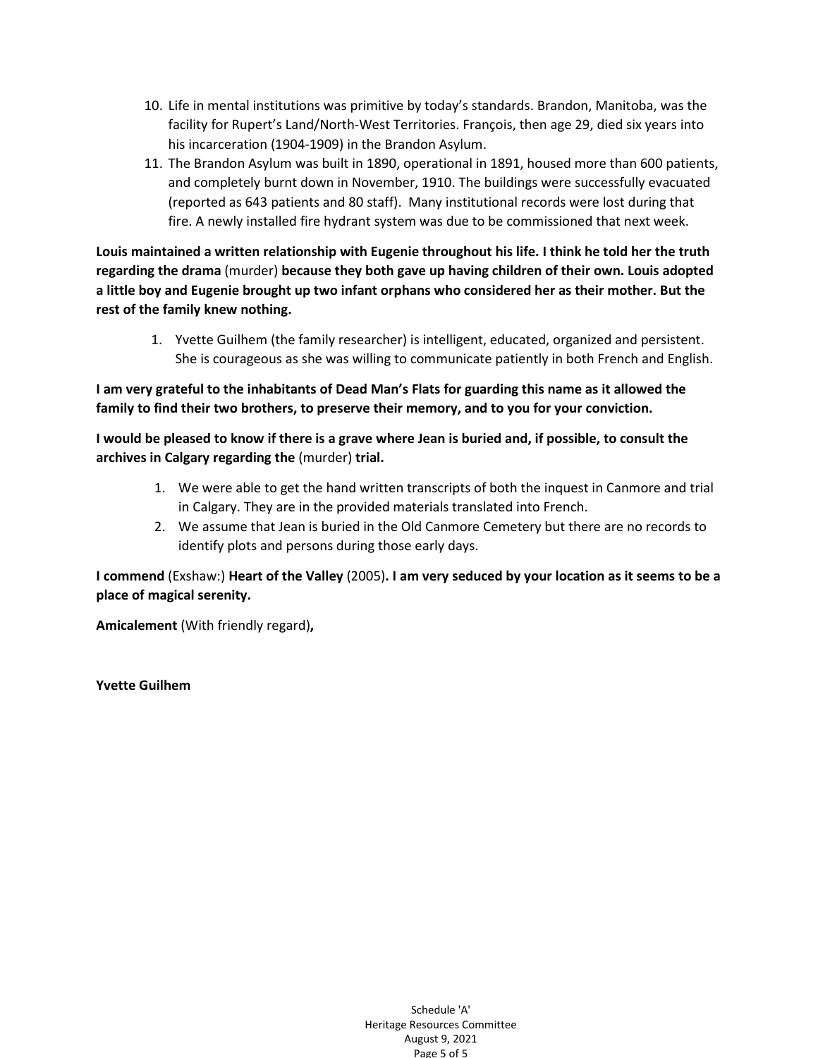10. Life in mental institutions was primitive by today's standards. Brandon, Manitoba, was the facility for Rupert's Land/North-West Territories. François, then age 29, died six years into his incarceration (1904-1909) in the Brandon Asylum.
11. The Brandon Asylum was built in 1890, operational in 1891, housed more than 600 patients, and completely burnt down in November, 1910. The buildings were successfully evacuated (reported as 643 patients and 80 staff). Many institutional records were lost during that fire. A newly installed fire hydrant system was due to be commissioned that next week.

**Louis maintained a written relationship with Eugenie throughout his life. I think he told her the truth regarding the drama** (murder) **because they both gave up having children of their own. Louis adopted a little boy and Eugenie brought up two infant orphans who considered her as their mother. But the rest of the family knew nothing.**

1. Yvette Guilhem (the family researcher) is intelligent, educated, organized and persistent. She is courageous as she was willing to communicate patiently in both French and English.

**I am very grateful to the inhabitants of Dead Man's Flats for guarding this name as it allowed the family to find their two brothers, to preserve their memory, and to you for your conviction.**

**I would be pleased to know if there is a grave where Jean is buried and, if possible, to consult the archives in Calgary regarding the** (murder) **trial.**

1. We were able to get the hand written transcripts of both the inquest in Canmore and trial in Calgary. They are in the provided materials translated into French.
2. We assume that Jean is buried in the Old Canmore Cemetery but there are no records to identify plots and persons during those early days.

**I commend** (Exshaw:) **Heart of the Valley** (2005)**. I am very seduced by your location as it seems to be a place of magical serenity.**

**Amicalement** (With friendly regard)**,**

**Yvette Guilhem**

Schedule 'A'
Heritage Resources Committee
August 9, 2021